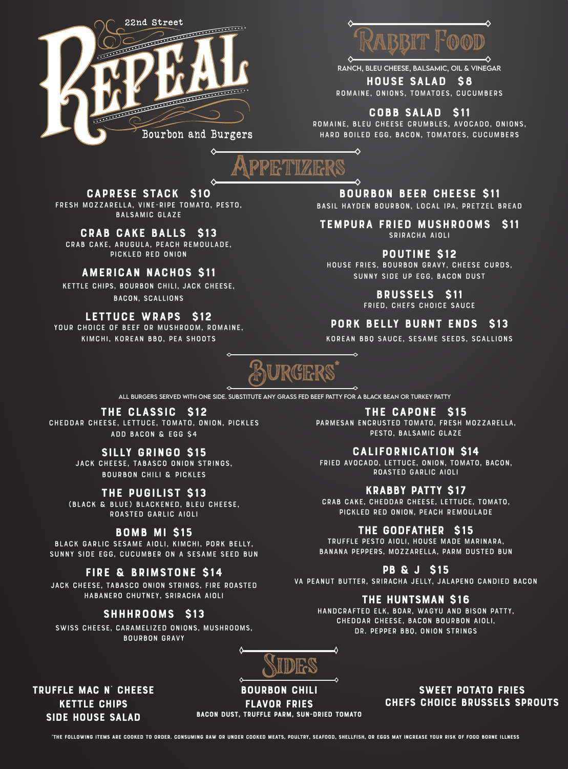# 22nd Street REPEAL

Bourbon and Burgers

## Rabbit Food

RANCH, BLEU CHEESE, BALSAMIC, OIL & VINEGAR

**HOUSE SALAD $8**
ROMAINE, ONIONS, TOMATOES, CUCUMBERS

**COBB SALAD $11**
ROMAINE, BLEU CHEESE CRUMBLES, AVOCADO, ONIONS, HARD BOILED EGG, BACON, TOMATOES, CUCUMBERS

## Appetizers

**CAPRESE STACK $10**
FRESH MOZZARELLA, VINE-RIPE TOMATO, PESTO, BALSAMIC GLAZE

**CRAB CAKE BALLS $13**
CRAB CAKE, ARUGULA, PEACH REMOULADE, PICKLED RED ONION

**AMERICAN NACHOS $11**
KETTLE CHIPS, BOURBON CHILI, JACK CHEESE, BACON, SCALLIONS

**LETTUCE WRAPS $12**
YOUR CHOICE OF BEEF OR MUSHROOM, ROMAINE, KIMCHI, KOREAN BBQ, PEA SHOOTS

**BOURBON BEER CHEESE $11**
BASIL HAYDEN BOURBON, LOCAL IPA, PRETZEL BREAD

**TEMPURA FRIED MUSHROOMS $11**
SRIRACHA AIOLI

**POUTINE $12**
HOUSE FRIES, BOURBON GRAVY, CHEESE CURDS, SUNNY SIDE UP EGG, BACON DUST

**BRUSSELS $11**
FRIED, CHEFS CHOICE SAUCE

**PORK BELLY BURNT ENDS $13**
KOREAN BBQ SAUCE, SESAME SEEDS, SCALLIONS

## Burgers*

ALL BURGERS SERVED WITH ONE SIDE. SUBSTITUTE ANY GRASS FED BEEF PATTY FOR A BLACK BEAN OR TURKEY PATTY

**THE CLASSIC $12**
CHEDDAR CHEESE, LETTUCE, TOMATO, ONION, PICKLES
ADD BACON & EGG $4

**SILLY GRINGO $15**
JACK CHEESE, TABASCO ONION STRINGS, BOURBON CHILI & PICKLES

**THE PUGILIST $13**
(BLACK & BLUE) BLACKENED, BLEU CHEESE, ROASTED GARLIC AIOLI

**BOMB MI $15**
BLACK GARLIC SESAME AIOLI, KIMCHI, PORK BELLY, SUNNY SIDE EGG, CUCUMBER ON A SESAME SEED BUN

**FIRE & BRIMSTONE $14**
JACK CHEESE, TABASCO ONION STRINGS, FIRE ROASTED HABANERO CHUTNEY, SRIRACHA AIOLI

**SHHHROOMS $13**
SWISS CHEESE, CARAMELIZED ONIONS, MUSHROOMS, BOURBON GRAVY

**THE CAPONE $15**
PARMESAN ENCRUSTED TOMATO, FRESH MOZZARELLA, PESTO, BALSAMIC GLAZE

**CALIFORNICATION $14**
FRIED AVOCADO, LETTUCE, ONION, TOMATO, BACON, ROASTED GARLIC AIOLI

**KRABBY PATTY $17**
CRAB CAKE, CHEDDAR CHEESE, LETTUCE, TOMATO, PICKLED RED ONION, PEACH REMOULADE

**THE GODFATHER $15**
TRUFFLE PESTO AIOLI, HOUSE MADE MARINARA, BANANA PEPPERS, MOZZARELLA, PARM DUSTED BUN

**PB & J $15**
VA PEANUT BUTTER, SRIRACHA JELLY, JALAPENO CANDIED BACON

**THE HUNTSMAN $16**
HANDCRAFTED ELK, BOAR, WAGYU AND BISON PATTY, CHEDDAR CHEESE, BACON BOURBON AIOLI, DR. PEPPER BBQ, ONION STRINGS

## Sides

- TRUFFLE MAC N' CHEESE
- KETTLE CHIPS
- SIDE HOUSE SALAD
- BOURBON CHILI
- FLAVOR FRIES
  BACON DUST, TRUFFLE PARM, SUN-DRIED TOMATO
- SWEET POTATO FRIES
- CHEFS CHOICE BRUSSELS SPROUTS

*THE FOLLOWING ITEMS ARE COOKED TO ORDER. CONSUMING RAW OR UNDER COOKED MEATS, POULTRY, SEAFOOD, SHELLFISH, OR EGGS MAY INCREASE YOUR RISK OF FOOD BORNE ILLNESS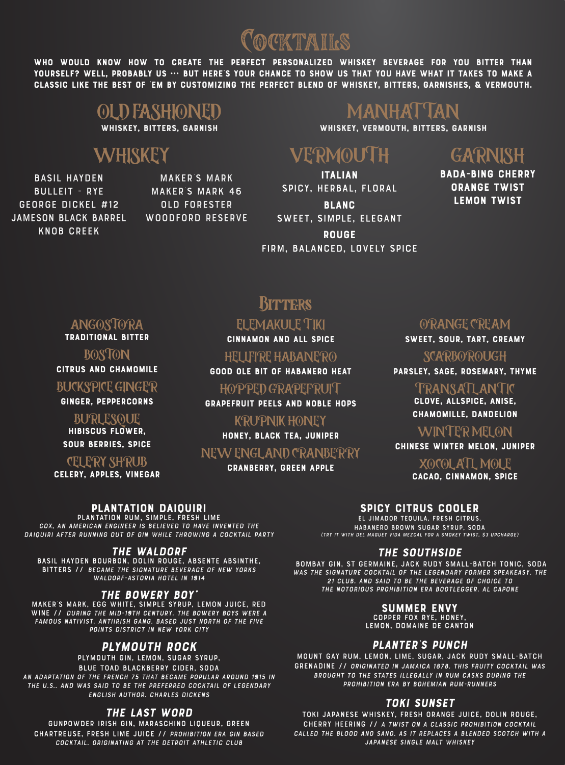# Cocktails

WHO WOULD KNOW HOW TO CREATE THE PERFECT PERSONALIZED WHISKEY BEVERAGE FOR YOU BITTER THAN YOURSELF? WELL, PROBABLY US ... BUT HERE'S YOUR CHANCE TO SHOW US THAT YOU HAVE WHAT IT TAKES TO MAKE A CLASSIC LIKE THE BEST OF 'EM BY CUSTOMIZING THE PERFECT BLEND OF WHISKEY, BITTERS, GARNISHES, & VERMOUTH.

## OLD FASHIONED

WHISKEY, BITTERS, GARNISH

## MANHATTAN

WHISKEY, VERMOUTH, BITTERS, GARNISH

## WHISKEY

- BASIL HAYDEN
- BULLEIT - RYE
- GEORGE DICKEL #12
- JAMESON BLACK BARREL
- KNOB CREEK
- MAKER'S MARK
- MAKER'S MARK 46
- OLD FORESTER
- WOODFORD RESERVE

## VERMOUTH

**ITALIAN**
SPICY, HERBAL, FLORAL

**BLANC**
SWEET, SIMPLE, ELEGANT

**ROUGE**
FIRM, BALANCED, LOVELY SPICE

## GARNISH

**BADA-BING CHERRY**
**ORANGE TWIST**
**LEMON TWIST**

## BITTERS

### ANGOSTORA
TRADITIONAL BITTER

### BOSTON
CITRUS AND CHAMOMILE

### BUCKSPICE GINGER
GINGER, PEPPERCORNS

### BURLESQUE
HIBISCUS FLOWER, SOUR BERRIES, SPICE

### CELERY SHRUB
CELERY, APPLES, VINEGAR

### ELEMAKULE TIKI
CINNAMON AND ALL SPICE

### HELLFIRE HABANERO
GOOD OLE BIT OF HABANERO HEAT

### HOPPED GRAPEFRUIT
GRAPEFRUIT PEELS AND NOBLE HOPS

### KRUPNIK HONEY
HONEY, BLACK TEA, JUNIPER

### NEW ENGLAND CRANBERRY
CRANBERRY, GREEN APPLE

### ORANGE CREAM
SWEET, SOUR, TART, CREAMY

### SCARBOROUGH
PARSLEY, SAGE, ROSEMARY, THYME

### TRANSATLANTIC
CLOVE, ALLSPICE, ANISE, CHAMOMILLE, DANDELION

### WINTER MELON
CHINESE WINTER MELON, JUNIPER

### XOCOLATL MOLE
CACAO, CINNAMON, SPICE

## PLANTATION DAIQUIRI

PLANTATION RUM, SIMPLE, FRESH LIME
*COX, AN AMERICAN ENGINEER IS BELIEVED TO HAVE INVENTED THE DAIQUIRI AFTER RUNNING OUT OF GIN WHILE THROWING A COCKTAIL PARTY*

## *THE WALDORF*

BASIL HAYDEN BOURBON, DOLIN ROUGE, ABSENTE ABSINTHE, BITTERS // *BECAME THE SIGNATURE BEVERAGE OF NEW YORKS WALDORF-ASTORIA HOTEL IN 1914*

## *THE BOWERY BOY\**

MAKER'S MARK, EGG WHITE, SIMPLE SYRUP, LEMON JUICE, RED WINE // *DURING THE MID-19TH CENTURY. THE BOWERY BOYS WERE A FAMOUS NATIVIST. ANTIIRISH GANG. BASED JUST NORTH OF THE FIVE POINTS DISTRICT IN NEW YORK CITY*

## *PLYMOUTH ROCK*

PLYMOUTH GIN, LEMON, SUGAR SYRUP, BLUE TOAD BLACKBERRY CIDER, SODA
*AN ADAPTATION OF THE FRENCH 75 THAT BECAME POPULAR AROUND 1915 IN THE U.S.. AND WAS SAID TO BE THE PREFERRED COCKTAIL OF LEGENDARY ENGLISH AUTHOR. CHARLES DICKENS*

## *THE LAST WORD*

GUNPOWDER IRISH GIN, MARASCHINO LIQUEUR, GREEN CHARTREUSE, FRESH LIME JUICE // *PROHIBITION ERA GIN BASED COCKTAIL. ORIGINATING AT THE DETROIT ATHLETIC CLUB*

## SPICY CITRUS COOLER

EL JIMADOR TEQUILA, FRESH CITRUS, HABANERO BROWN SUGAR SYRUP, SODA
*(TRY IT WITH DEL MAGUEY VIDA MEZCAL FOR A SMOKEY TWIST, $3 UPCHARGE)*

## *THE SOUTHSIDE*

BOMBAY GIN, ST GERMAINE, JACK RUDY SMALL-BATCH TONIC, SODA
*WAS THE SIGNATURE COCKTAIL OF THE LEGENDARY FORMER SPEAKEASY. THE 21 CLUB. AND SAID TO BE THE BEVERAGE OF CHOICE TO THE NOTORIOUS PROHIBITION ERA BOOTLEGGER. AL CAPONE*

## SUMMER ENVY

COPPER FOX RYE, HONEY, LEMON, DOMAINE DE CANTON

## *PLANTER'S PUNCH*

MOUNT GAY RUM, LEMON, LIME, SUGAR, JACK RUDY SMALL-BATCH GRENADINE // *ORIGINATED IN JAMAICA 1878. THIS FRUITY COCKTAIL WAS BROUGHT TO THE STATES ILLEGALLY IN RUM CASKS DURING THE PROHIBITION ERA BY BOHEMIAN RUM-RUNNERS*

## *TOKI SUNSET*

TOKI JAPANESE WHISKEY, FRESH ORANGE JUICE, DOLIN ROUGE, CHERRY HEERING // *A TWIST ON A CLASSIC PROHIBITION COCKTAIL CALLED THE BLOOD AND SANO. AS IT REPLACES A BLENDED SCOTCH WITH A JAPANESE SINGLE MALT WHISKEY*